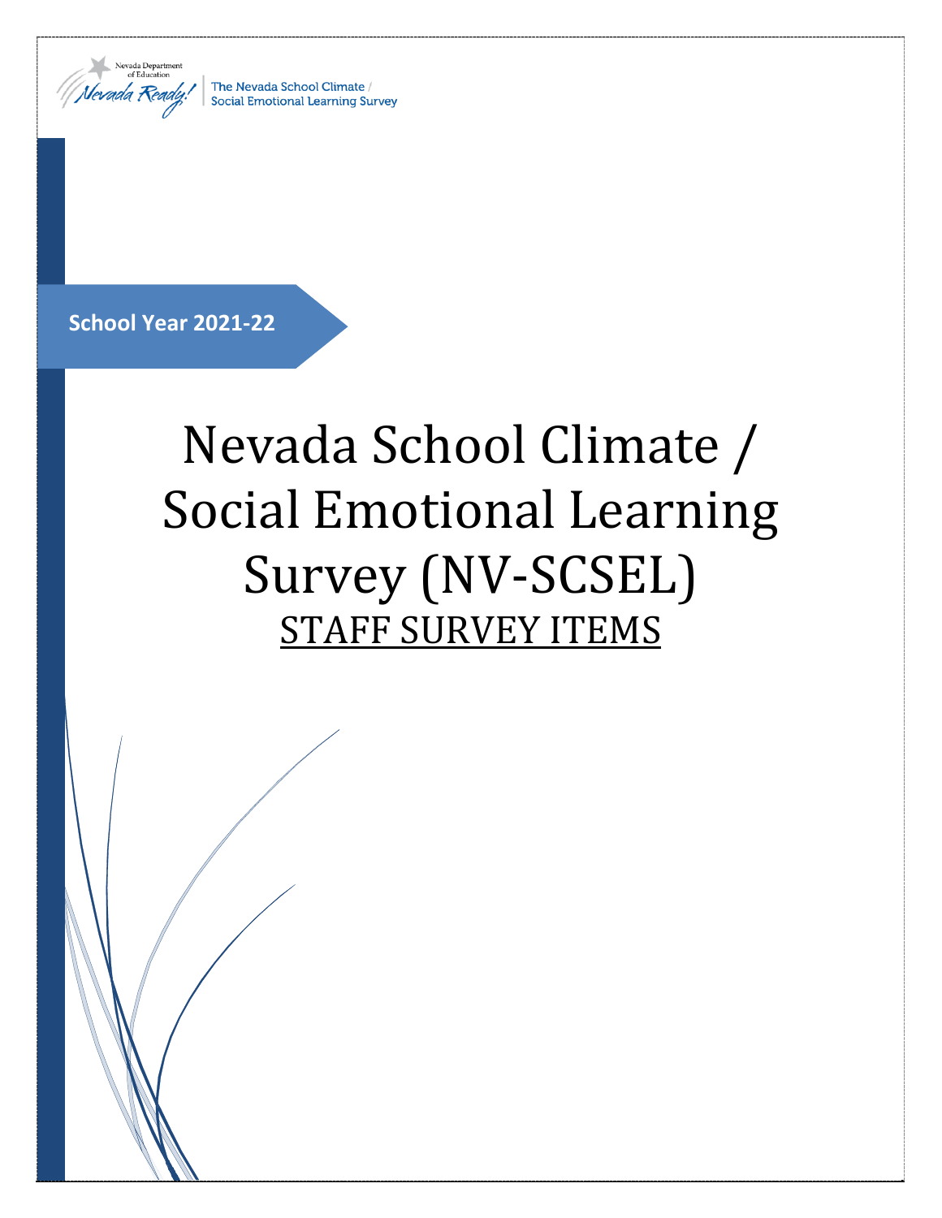Nevada Department of Education

Nevada Ready!

The Nevada School Climate / Social Emotional Learning Survey

**School Year 2021-22**

# Nevada School Climate / Social Emotional Learning Survey (NV-SCSEL)

## STAFF SURVEY ITEMS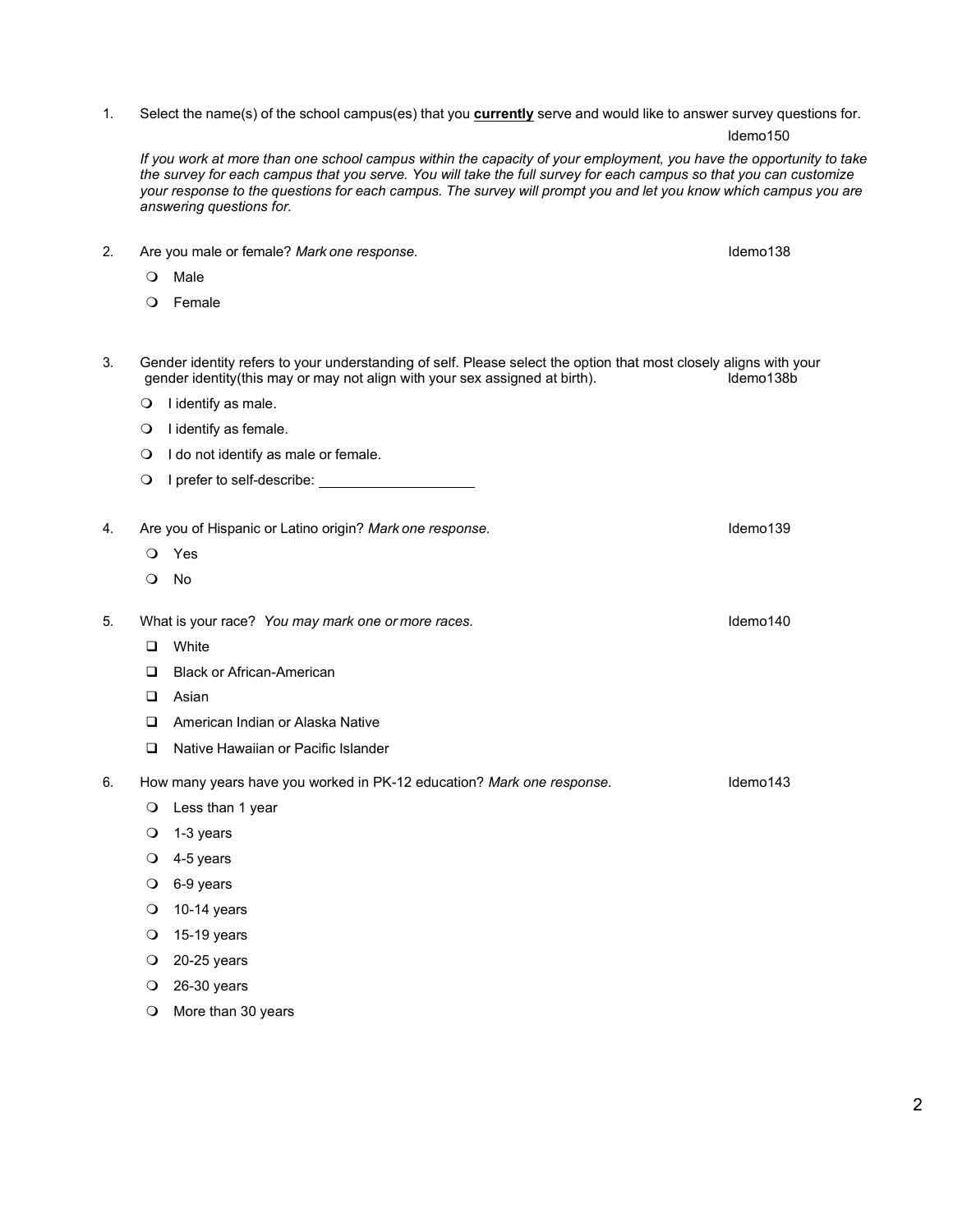1. Select the name(s) of the school campus(es) that you **currently** serve and would like to answer survey questions for.

   Idemo150

   *If you work at more than one school campus within the capacity of your employment, you have the opportunity to take the survey for each campus that you serve. You will take the full survey for each campus so that you can customize your response to the questions for each campus. The survey will prompt you and let you know which campus you are answering questions for.*

2. Are you male or female? *Mark one response.* Idemo138

   - ❍ Male
   - ❍ Female

3. Gender identity refers to your understanding of self. Please select the option that most closely aligns with your gender identity(this may or may not align with your sex assigned at birth). Idemo138b

   - ❍ I identify as male.
   - ❍ I identify as female.
   - ❍ I do not identify as male or female.
   - ❍ I prefer to self-describe: ____________________

4. Are you of Hispanic or Latino origin? *Mark one response.* Idemo139

   - ❍ Yes
   - ❍ No

5. What is your race? *You may mark one or more races.* Idemo140

   - ❑ White
   - ❑ Black or African-American
   - ❑ Asian
   - ❑ American Indian or Alaska Native
   - ❑ Native Hawaiian or Pacific Islander

6. How many years have you worked in PK-12 education? *Mark one response.* Idemo143

   - ❍ Less than 1 year
   - ❍ 1-3 years
   - ❍ 4-5 years
   - ❍ 6-9 years
   - ❍ 10-14 years
   - ❍ 15-19 years
   - ❍ 20-25 years
   - ❍ 26-30 years
   - ❍ More than 30 years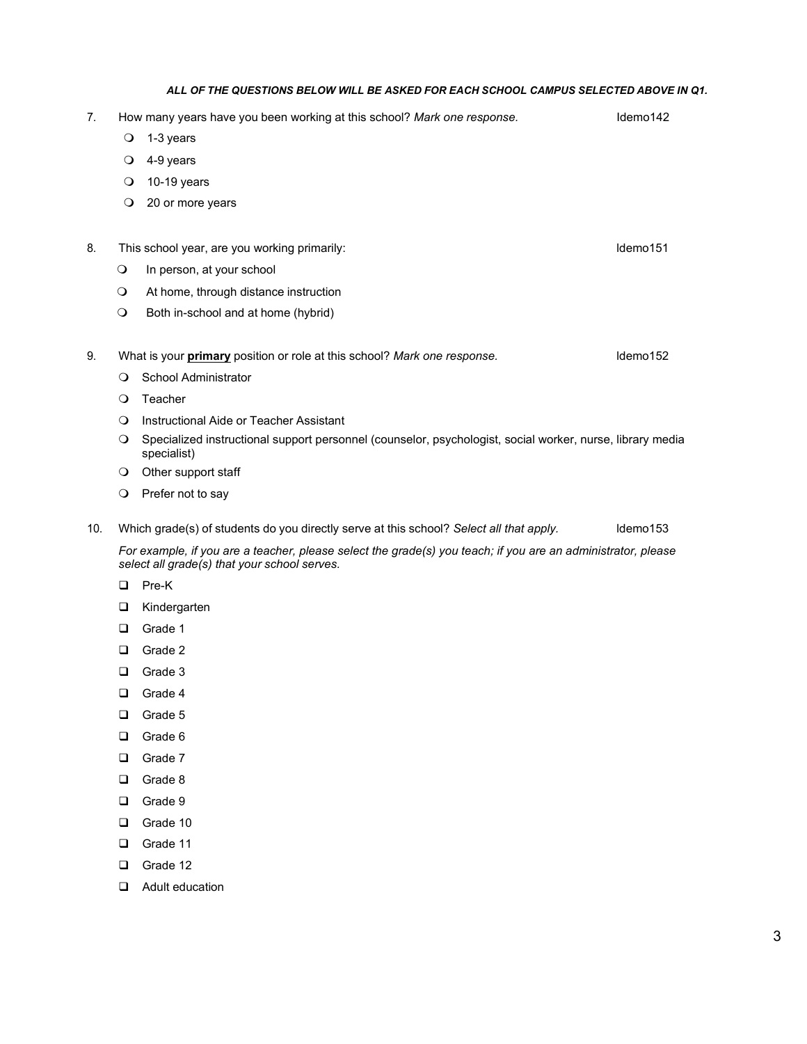***ALL OF THE QUESTIONS BELOW WILL BE ASKED FOR EACH SCHOOL CAMPUS SELECTED ABOVE IN Q1.***

7. How many years have you been working at this school? *Mark one response.* Idemo142
   - ❍ 1-3 years
   - ❍ 4-9 years
   - ❍ 10-19 years
   - ❍ 20 or more years

8. This school year, are you working primarily: Idemo151
   - ❍ In person, at your school
   - ❍ At home, through distance instruction
   - ❍ Both in-school and at home (hybrid)

9. What is your **primary** position or role at this school? *Mark one response.* Idemo152
   - ❍ School Administrator
   - ❍ Teacher
   - ❍ Instructional Aide or Teacher Assistant
   - ❍ Specialized instructional support personnel (counselor, psychologist, social worker, nurse, library media specialist)
   - ❍ Other support staff
   - ❍ Prefer not to say

10. Which grade(s) of students do you directly serve at this school? *Select all that apply.* Idemo153

    *For example, if you are a teacher, please select the grade(s) you teach; if you are an administrator, please select all grade(s) that your school serves.*

    - ❑ Pre-K
    - ❑ Kindergarten
    - ❑ Grade 1
    - ❑ Grade 2
    - ❑ Grade 3
    - ❑ Grade 4
    - ❑ Grade 5
    - ❑ Grade 6
    - ❑ Grade 7
    - ❑ Grade 8
    - ❑ Grade 9
    - ❑ Grade 10
    - ❑ Grade 11
    - ❑ Grade 12
    - ❑ Adult education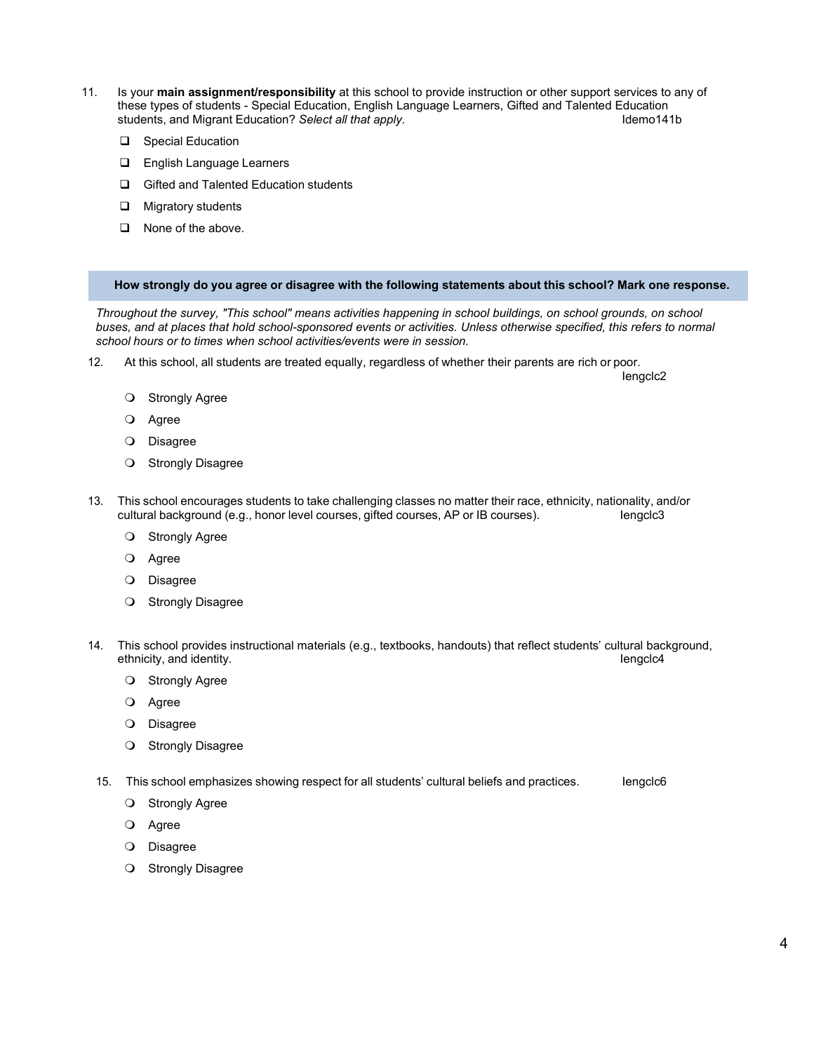11. Is your **main assignment/responsibility** at this school to provide instruction or other support services to any of these types of students - Special Education, English Language Learners, Gifted and Talented Education students, and Migrant Education? *Select all that apply.* Idemo141b

- ❑ Special Education
- ❑ English Language Learners
- ❑ Gifted and Talented Education students
- ❑ Migratory students
- ❑ None of the above.

**How strongly do you agree or disagree with the following statements about this school? Mark one response.**

*Throughout the survey, "This school" means activities happening in school buildings, on school grounds, on school buses, and at places that hold school-sponsored events or activities. Unless otherwise specified, this refers to normal school hours or to times when school activities/events were in session.*

12. At this school, all students are treated equally, regardless of whether their parents are rich or poor. Iengclc2

- ❍ Strongly Agree
- ❍ Agree
- ❍ Disagree
- ❍ Strongly Disagree

13. This school encourages students to take challenging classes no matter their race, ethnicity, nationality, and/or cultural background (e.g., honor level courses, gifted courses, AP or IB courses). Iengclc3

- ❍ Strongly Agree
- ❍ Agree
- ❍ Disagree
- ❍ Strongly Disagree

14. This school provides instructional materials (e.g., textbooks, handouts) that reflect students' cultural background, ethnicity, and identity. Iengclc4

- ❍ Strongly Agree
- ❍ Agree
- ❍ Disagree
- ❍ Strongly Disagree

15. This school emphasizes showing respect for all students' cultural beliefs and practices. Iengclc6

- ❍ Strongly Agree
- ❍ Agree
- ❍ Disagree
- ❍ Strongly Disagree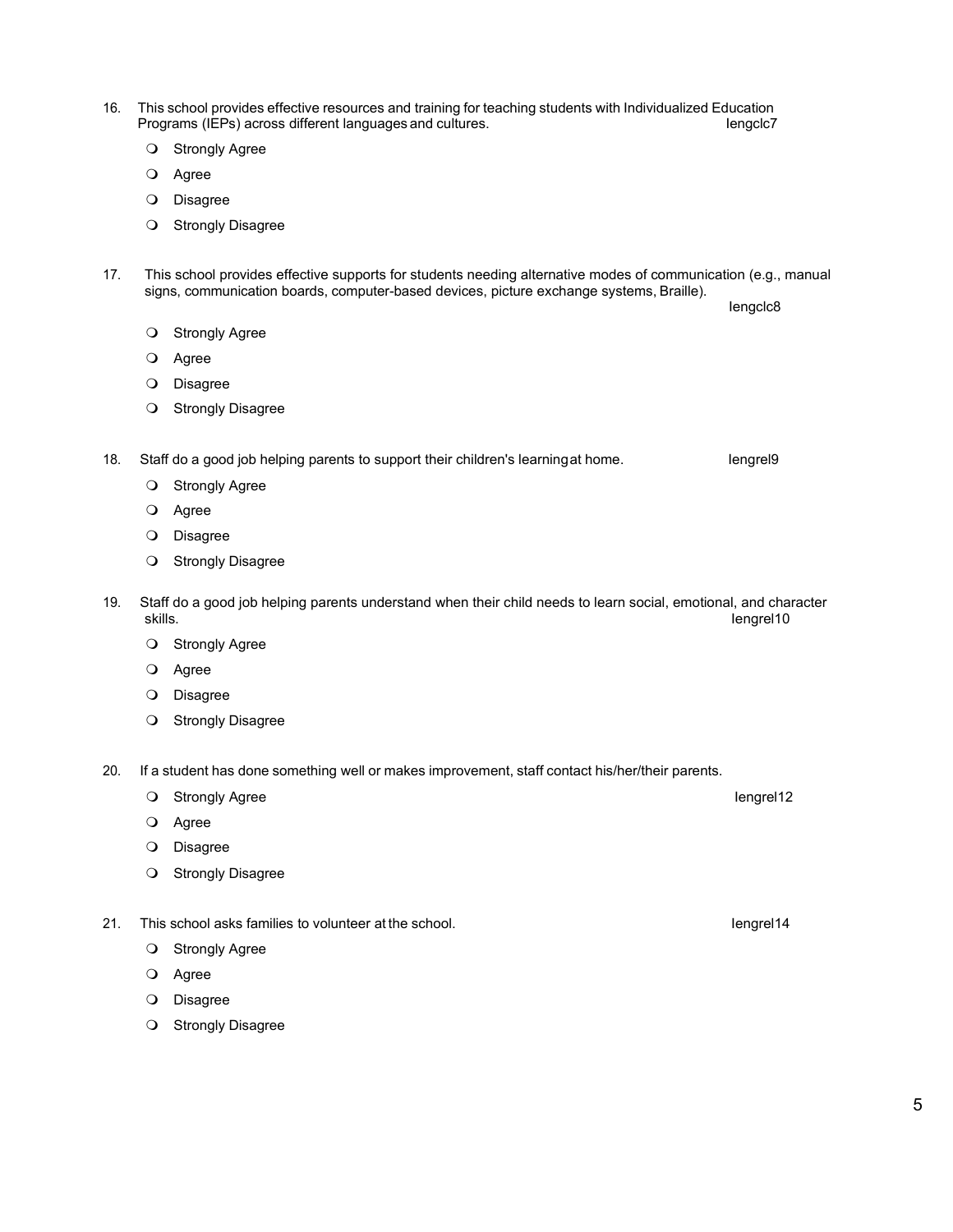16. This school provides effective resources and training for teaching students with Individualized Education Programs (IEPs) across different languages and cultures. Iengclc7

    - Strongly Agree
    - Agree
    - Disagree
    - Strongly Disagree

17. This school provides effective supports for students needing alternative modes of communication (e.g., manual signs, communication boards, computer-based devices, picture exchange systems, Braille). Iengclc8

    - Strongly Agree
    - Agree
    - Disagree
    - Strongly Disagree

18. Staff do a good job helping parents to support their children's learning at home. Iengrel9

    - Strongly Agree
    - Agree
    - Disagree
    - Strongly Disagree

19. Staff do a good job helping parents understand when their child needs to learn social, emotional, and character skills. Iengrel10

    - Strongly Agree
    - Agree
    - Disagree
    - Strongly Disagree

20. If a student has done something well or makes improvement, staff contact his/her/their parents. Iengrel12

    - Strongly Agree
    - Agree
    - Disagree
    - Strongly Disagree

21. This school asks families to volunteer at the school. Iengrel14

    - Strongly Agree
    - Agree
    - Disagree
    - Strongly Disagree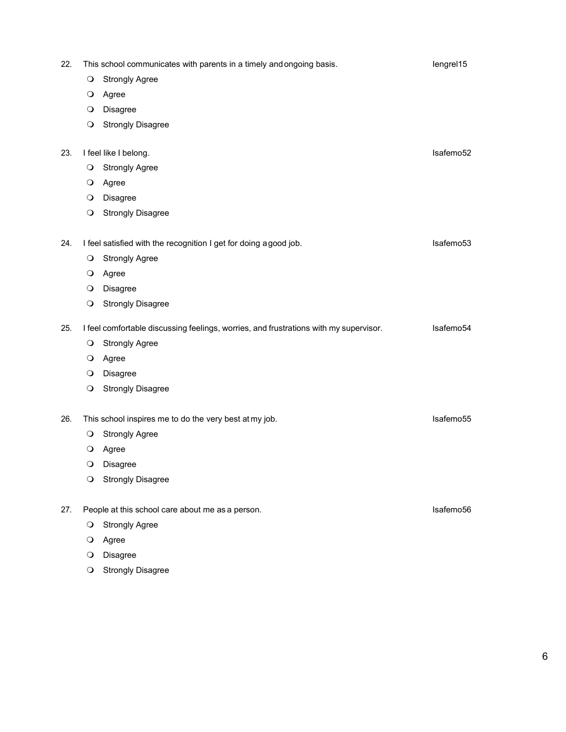22. This school communicates with parents in a timely and ongoing basis. Iengrel15
    - ❍ Strongly Agree
    - ❍ Agree
    - ❍ Disagree
    - ❍ Strongly Disagree

23. I feel like I belong. Isafemo52
    - ❍ Strongly Agree
    - ❍ Agree
    - ❍ Disagree
    - ❍ Strongly Disagree

24. I feel satisfied with the recognition I get for doing a good job. Isafemo53
    - ❍ Strongly Agree
    - ❍ Agree
    - ❍ Disagree
    - ❍ Strongly Disagree

25. I feel comfortable discussing feelings, worries, and frustrations with my supervisor. Isafemo54
    - ❍ Strongly Agree
    - ❍ Agree
    - ❍ Disagree
    - ❍ Strongly Disagree

26. This school inspires me to do the very best at my job. Isafemo55
    - ❍ Strongly Agree
    - ❍ Agree
    - ❍ Disagree
    - ❍ Strongly Disagree

27. People at this school care about me as a person. Isafemo56
    - ❍ Strongly Agree
    - ❍ Agree
    - ❍ Disagree
    - ❍ Strongly Disagree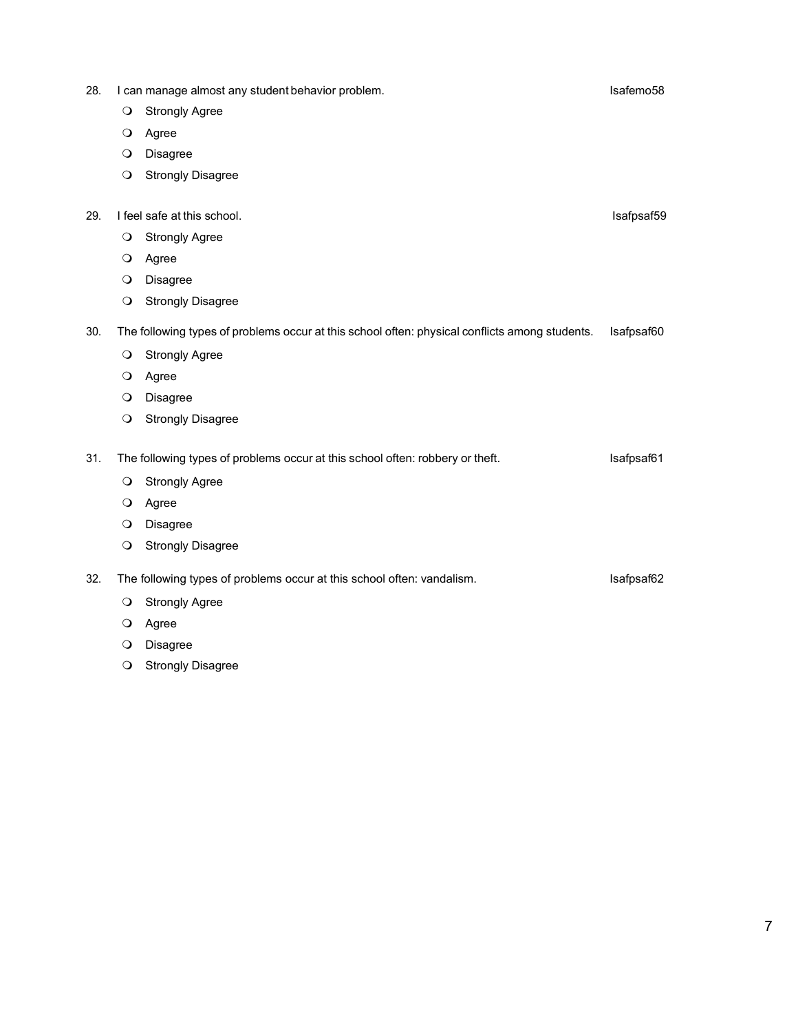28. I can manage almost any student behavior problem. Isafemo58
    - ❍ Strongly Agree
    - ❍ Agree
    - ❍ Disagree
    - ❍ Strongly Disagree

29. I feel safe at this school. Isafpsaf59
    - ❍ Strongly Agree
    - ❍ Agree
    - ❍ Disagree
    - ❍ Strongly Disagree

30. The following types of problems occur at this school often: physical conflicts among students. Isafpsaf60
    - ❍ Strongly Agree
    - ❍ Agree
    - ❍ Disagree
    - ❍ Strongly Disagree

31. The following types of problems occur at this school often: robbery or theft. Isafpsaf61
    - ❍ Strongly Agree
    - ❍ Agree
    - ❍ Disagree
    - ❍ Strongly Disagree

32. The following types of problems occur at this school often: vandalism. Isafpsaf62
    - ❍ Strongly Agree
    - ❍ Agree
    - ❍ Disagree
    - ❍ Strongly Disagree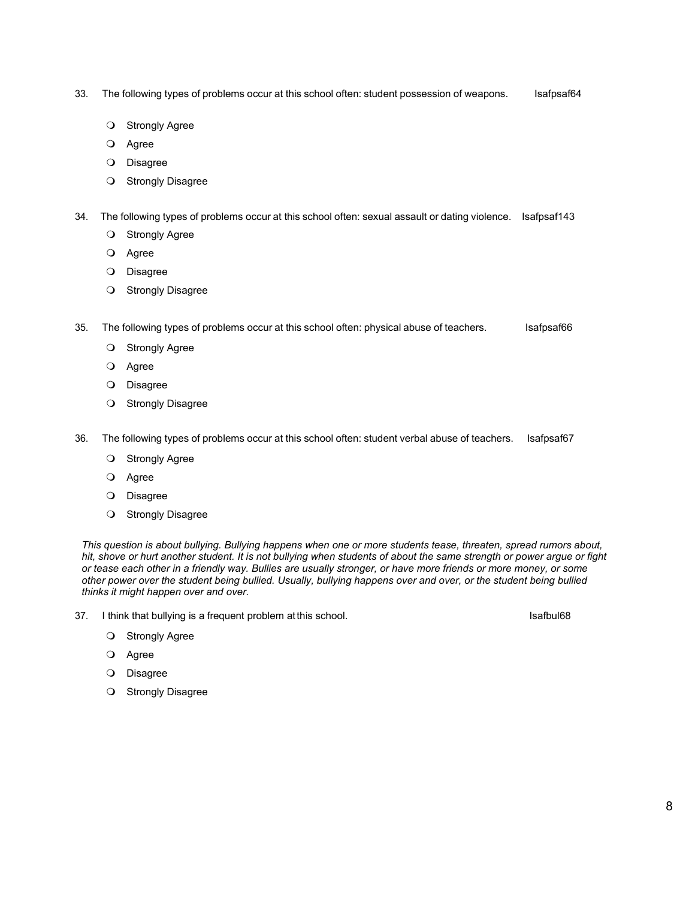33. The following types of problems occur at this school often: student possession of weapons. Isafpsaf64

- Strongly Agree
- Agree
- Disagree
- Strongly Disagree

34. The following types of problems occur at this school often: sexual assault or dating violence. Isafpsaf143

- Strongly Agree
- Agree
- Disagree
- Strongly Disagree

35. The following types of problems occur at this school often: physical abuse of teachers. Isafpsaf66

- Strongly Agree
- Agree
- Disagree
- Strongly Disagree

36. The following types of problems occur at this school often: student verbal abuse of teachers. Isafpsaf67

- Strongly Agree
- Agree
- Disagree
- Strongly Disagree

*This question is about bullying. Bullying happens when one or more students tease, threaten, spread rumors about, hit, shove or hurt another student. It is not bullying when students of about the same strength or power argue or fight or tease each other in a friendly way. Bullies are usually stronger, or have more friends or more money, or some other power over the student being bullied. Usually, bullying happens over and over, or the student being bullied thinks it might happen over and over.*

37. I think that bullying is a frequent problem at this school. Isafbul68

- Strongly Agree
- Agree
- Disagree
- Strongly Disagree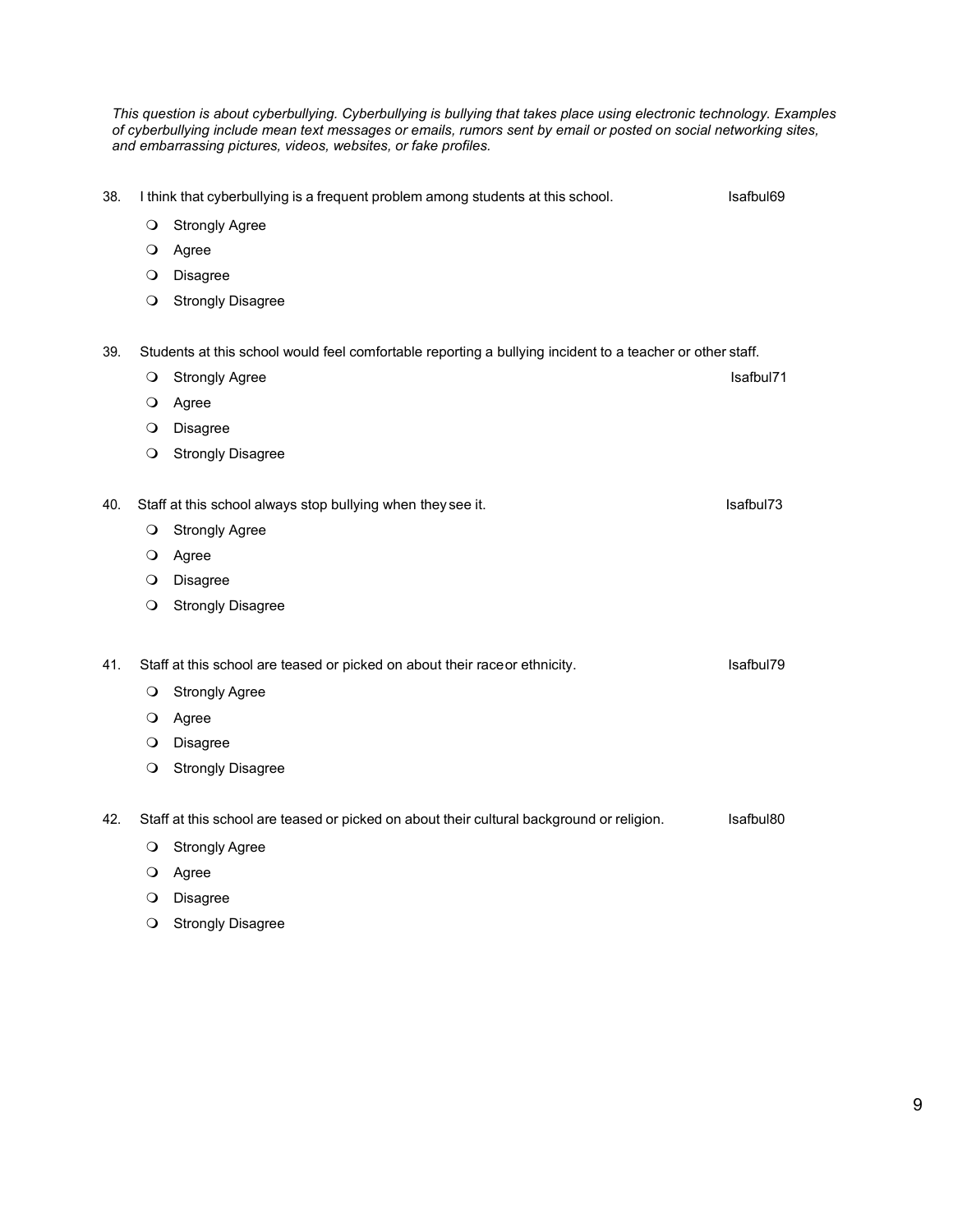*This question is about cyberbullying. Cyberbullying is bullying that takes place using electronic technology. Examples of cyberbullying include mean text messages or emails, rumors sent by email or posted on social networking sites, and embarrassing pictures, videos, websites, or fake profiles.*

38. I think that cyberbullying is a frequent problem among students at this school. Isafbul69
    - ❍ Strongly Agree
    - ❍ Agree
    - ❍ Disagree
    - ❍ Strongly Disagree

39. Students at this school would feel comfortable reporting a bullying incident to a teacher or other staff. Isafbul71
    - ❍ Strongly Agree
    - ❍ Agree
    - ❍ Disagree
    - ❍ Strongly Disagree

40. Staff at this school always stop bullying when they see it. Isafbul73
    - ❍ Strongly Agree
    - ❍ Agree
    - ❍ Disagree
    - ❍ Strongly Disagree

41. Staff at this school are teased or picked on about their race or ethnicity. Isafbul79
    - ❍ Strongly Agree
    - ❍ Agree
    - ❍ Disagree
    - ❍ Strongly Disagree

42. Staff at this school are teased or picked on about their cultural background or religion. Isafbul80
    - ❍ Strongly Agree
    - ❍ Agree
    - ❍ Disagree
    - ❍ Strongly Disagree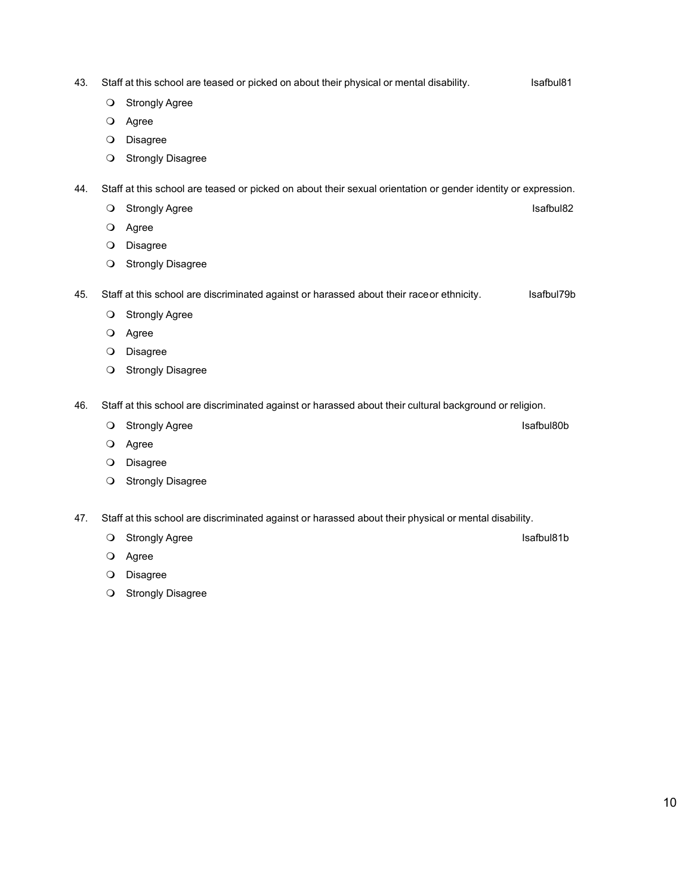43. Staff at this school are teased or picked on about their physical or mental disability. Isafbul81

- Strongly Agree
- Agree
- Disagree
- Strongly Disagree

44. Staff at this school are teased or picked on about their sexual orientation or gender identity or expression. Isafbul82

- Strongly Agree
- Agree
- Disagree
- Strongly Disagree

45. Staff at this school are discriminated against or harassed about their race or ethnicity. Isafbul79b

- Strongly Agree
- Agree
- Disagree
- Strongly Disagree

46. Staff at this school are discriminated against or harassed about their cultural background or religion. Isafbul80b

- Strongly Agree
- Agree
- Disagree
- Strongly Disagree

47. Staff at this school are discriminated against or harassed about their physical or mental disability. Isafbul81b

- Strongly Agree
- Agree
- Disagree
- Strongly Disagree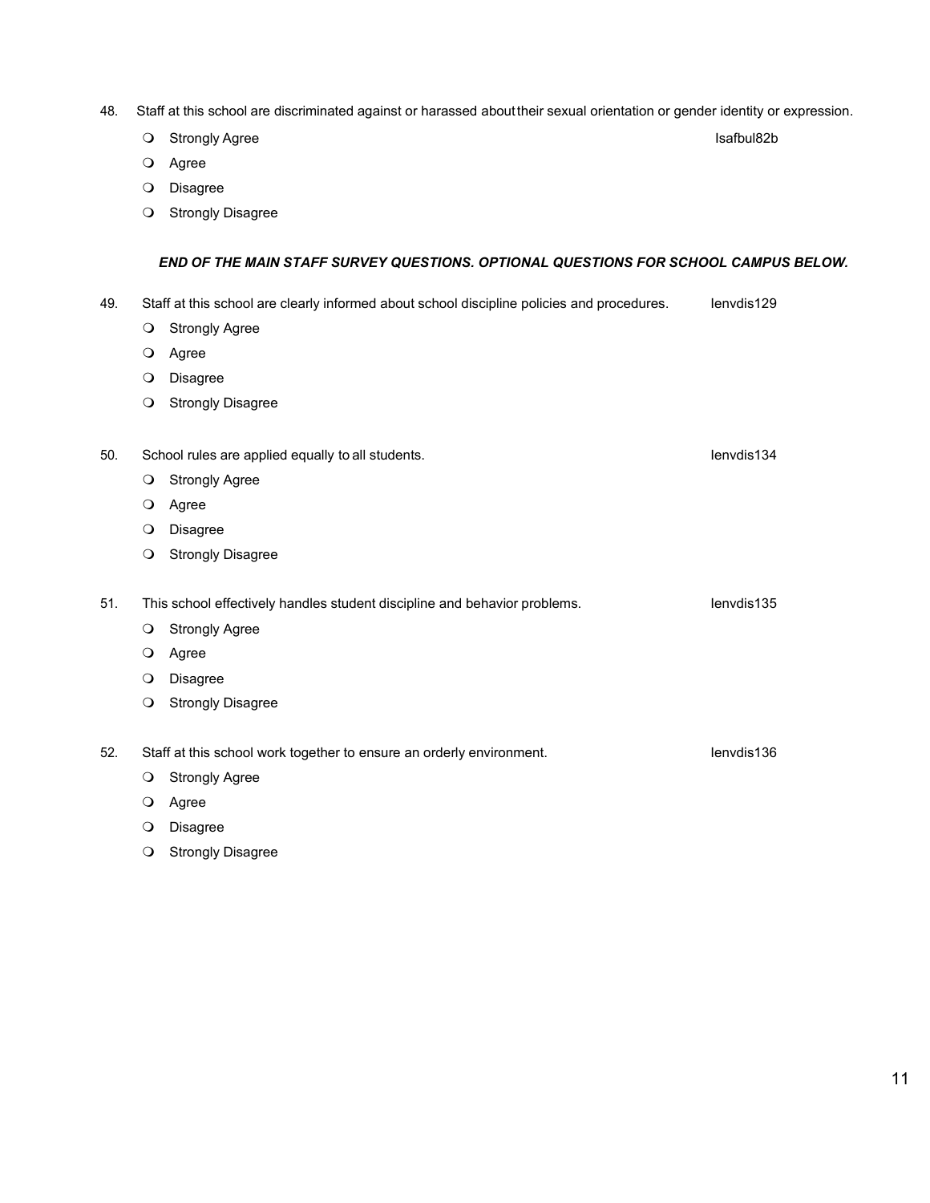48. Staff at this school are discriminated against or harassed about their sexual orientation or gender identity or expression.

   - Strongly Agree Isafbul82b
   - Agree
   - Disagree
   - Strongly Disagree

***END OF THE MAIN STAFF SURVEY QUESTIONS. OPTIONAL QUESTIONS FOR SCHOOL CAMPUS BELOW.***

49. Staff at this school are clearly informed about school discipline policies and procedures. Ienvdis129

   - Strongly Agree
   - Agree
   - Disagree
   - Strongly Disagree

50. School rules are applied equally to all students. Ienvdis134

   - Strongly Agree
   - Agree
   - Disagree
   - Strongly Disagree

51. This school effectively handles student discipline and behavior problems. Ienvdis135

   - Strongly Agree
   - Agree
   - Disagree
   - Strongly Disagree

52. Staff at this school work together to ensure an orderly environment. Ienvdis136

   - Strongly Agree
   - Agree
   - Disagree
   - Strongly Disagree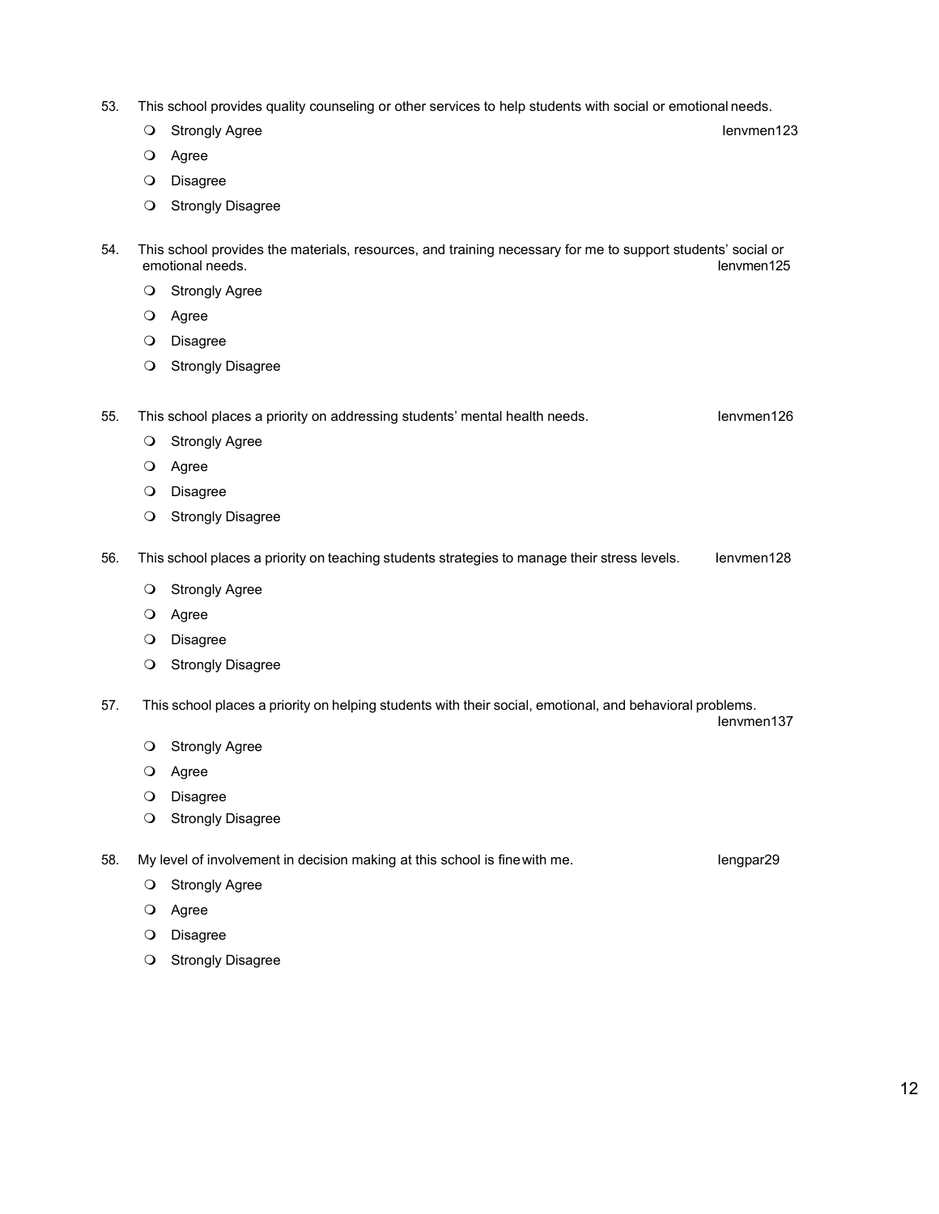53. This school provides quality counseling or other services to help students with social or emotional needs. Ienvmen123

- Strongly Agree
- Agree
- Disagree
- Strongly Disagree

54. This school provides the materials, resources, and training necessary for me to support students' social or emotional needs. Ienvmen125

- Strongly Agree
- Agree
- Disagree
- Strongly Disagree

55. This school places a priority on addressing students' mental health needs. Ienvmen126

- Strongly Agree
- Agree
- Disagree
- Strongly Disagree

56. This school places a priority on teaching students strategies to manage their stress levels. Ienvmen128

- Strongly Agree
- Agree
- Disagree
- Strongly Disagree

57. This school places a priority on helping students with their social, emotional, and behavioral problems. Ienvmen137

- Strongly Agree
- Agree
- Disagree
- Strongly Disagree

58. My level of involvement in decision making at this school is fine with me. Iengpar29

- Strongly Agree
- Agree
- Disagree
- Strongly Disagree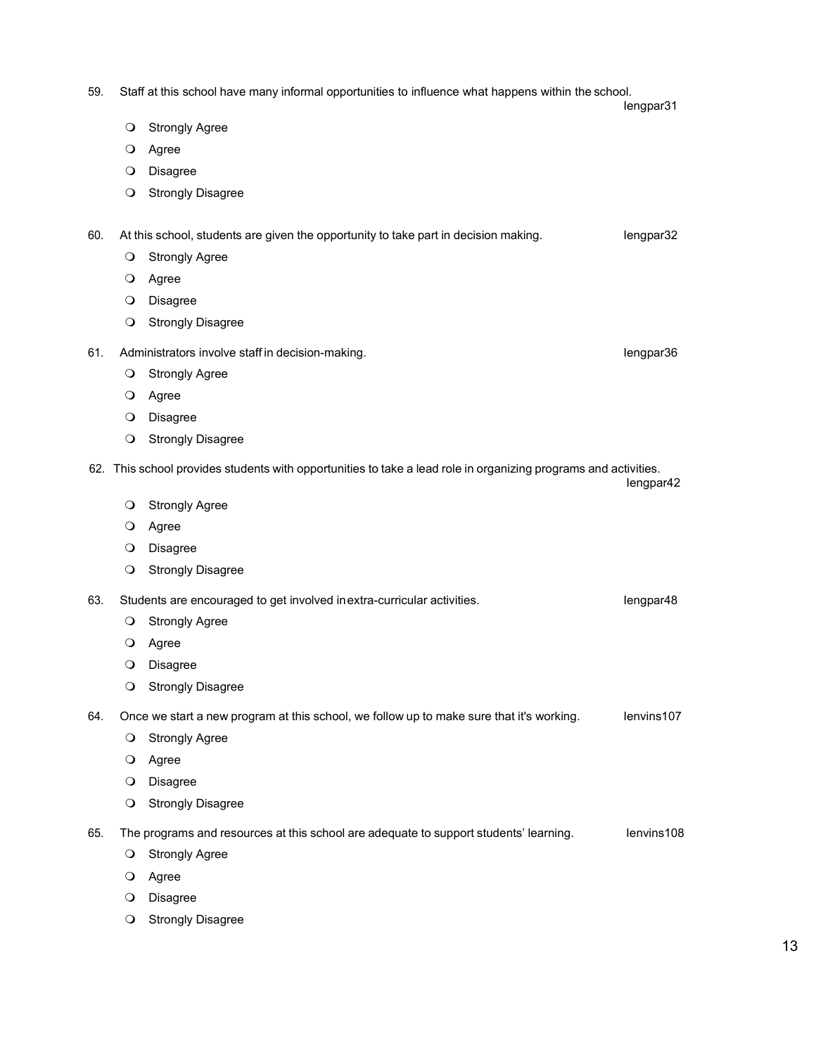59. Staff at this school have many informal opportunities to influence what happens within the school. Iengpar31

- Strongly Agree
- Agree
- Disagree
- Strongly Disagree

60. At this school, students are given the opportunity to take part in decision making. Iengpar32

- Strongly Agree
- Agree
- Disagree
- Strongly Disagree

61. Administrators involve staff in decision-making. Iengpar36

- Strongly Agree
- Agree
- Disagree
- Strongly Disagree

62. This school provides students with opportunities to take a lead role in organizing programs and activities. Iengpar42

- Strongly Agree
- Agree
- Disagree
- Strongly Disagree

63. Students are encouraged to get involved in extra-curricular activities. Iengpar48

- Strongly Agree
- Agree
- Disagree
- Strongly Disagree

64. Once we start a new program at this school, we follow up to make sure that it's working. Ienvins107

- Strongly Agree
- Agree
- Disagree
- Strongly Disagree

65. The programs and resources at this school are adequate to support students' learning. Ienvins108

- Strongly Agree
- Agree
- Disagree
- Strongly Disagree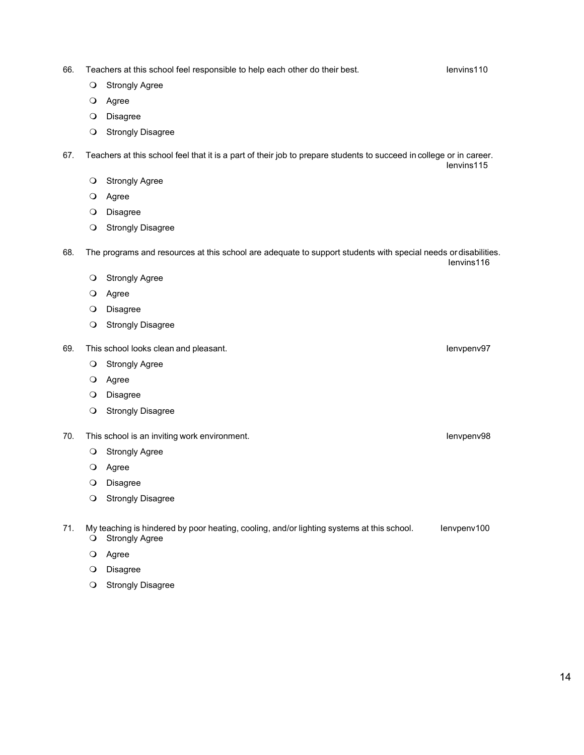66. Teachers at this school feel responsible to help each other do their best. Ienvins110

- Strongly Agree
- Agree
- Disagree
- Strongly Disagree

67. Teachers at this school feel that it is a part of their job to prepare students to succeed in college or in career. Ienvins115

- Strongly Agree
- Agree
- Disagree
- Strongly Disagree

68. The programs and resources at this school are adequate to support students with special needs or disabilities. Ienvins116

- Strongly Agree
- Agree
- Disagree
- Strongly Disagree

69. This school looks clean and pleasant. Ienvpenv97

- Strongly Agree
- Agree
- Disagree
- Strongly Disagree

70. This school is an inviting work environment. Ienvpenv98

- Strongly Agree
- Agree
- Disagree
- Strongly Disagree

71. My teaching is hindered by poor heating, cooling, and/or lighting systems at this school. Ienvpenv100

- Strongly Agree
- Agree
- Disagree
- Strongly Disagree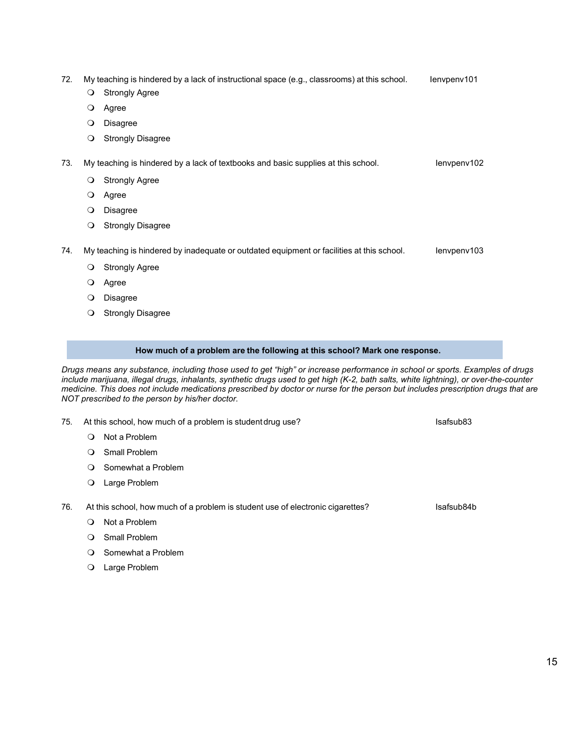72. My teaching is hindered by a lack of instructional space (e.g., classrooms) at this school. Ienvpenv101

- ❍ Strongly Agree
- ❍ Agree
- ❍ Disagree
- ❍ Strongly Disagree

73. My teaching is hindered by a lack of textbooks and basic supplies at this school. Ienvpenv102

- ❍ Strongly Agree
- ❍ Agree
- ❍ Disagree
- ❍ Strongly Disagree

74. My teaching is hindered by inadequate or outdated equipment or facilities at this school. Ienvpenv103

- ❍ Strongly Agree
- ❍ Agree
- ❍ Disagree
- ❍ Strongly Disagree

**How much of a problem are the following at this school? Mark one response.**

*Drugs means any substance, including those used to get "high" or increase performance in school or sports. Examples of drugs include marijuana, illegal drugs, inhalants, synthetic drugs used to get high (K-2, bath salts, white lightning), or over-the-counter medicine. This does not include medications prescribed by doctor or nurse for the person but includes prescription drugs that are NOT prescribed to the person by his/her doctor.*

75. At this school, how much of a problem is student drug use? Isafsub83

- ❍ Not a Problem
- ❍ Small Problem
- ❍ Somewhat a Problem
- ❍ Large Problem

76. At this school, how much of a problem is student use of electronic cigarettes? Isafsub84b

- ❍ Not a Problem
- ❍ Small Problem
- ❍ Somewhat a Problem
- ❍ Large Problem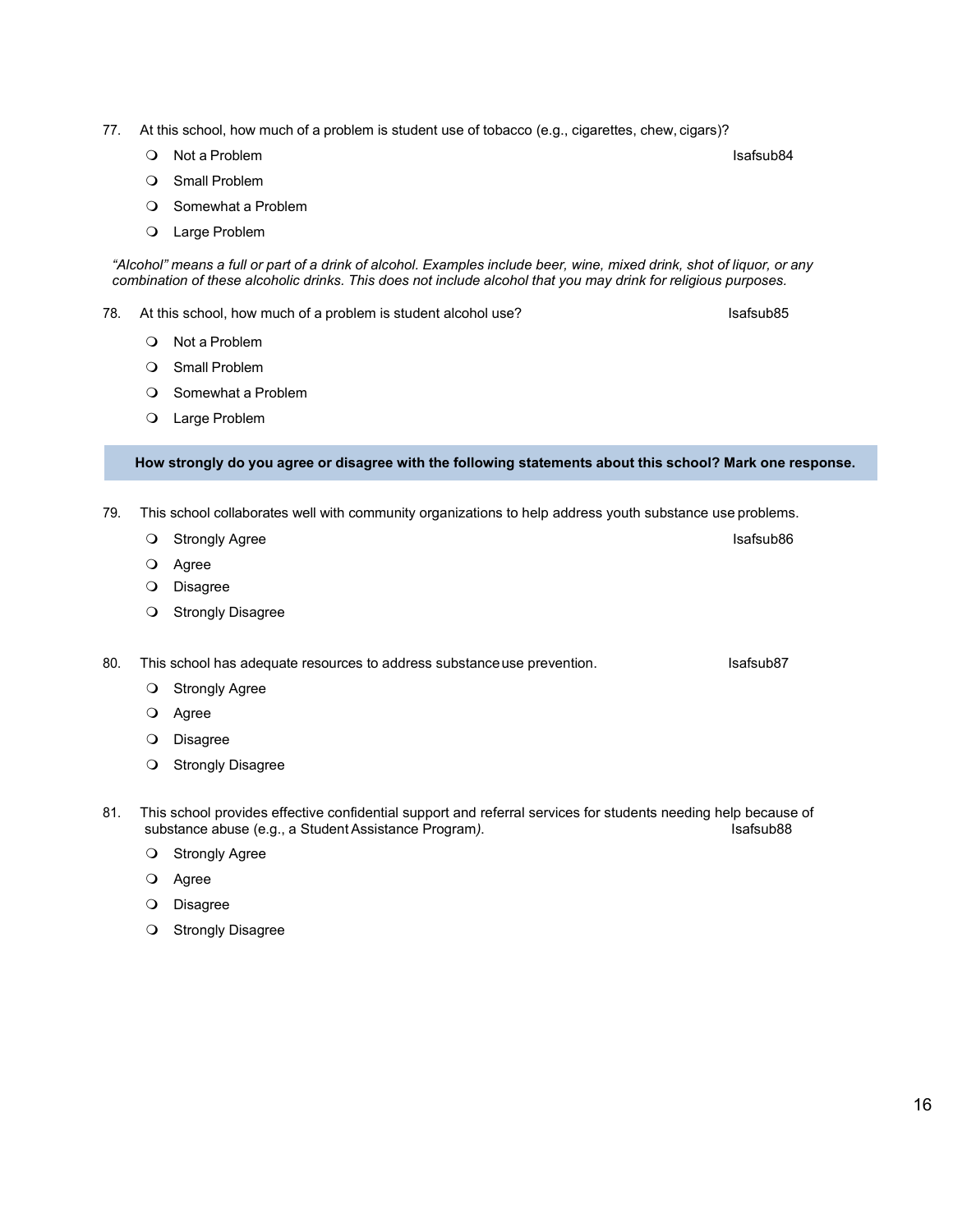77. At this school, how much of a problem is student use of tobacco (e.g., cigarettes, chew, cigars)? Isafsub84

- ❍ Not a Problem
- ❍ Small Problem
- ❍ Somewhat a Problem
- ❍ Large Problem

*"Alcohol" means a full or part of a drink of alcohol. Examples include beer, wine, mixed drink, shot of liquor, or any combination of these alcoholic drinks. This does not include alcohol that you may drink for religious purposes.*

78. At this school, how much of a problem is student alcohol use? Isafsub85

- ❍ Not a Problem
- ❍ Small Problem
- ❍ Somewhat a Problem
- ❍ Large Problem

**How strongly do you agree or disagree with the following statements about this school? Mark one response.**

79. This school collaborates well with community organizations to help address youth substance use problems. Isafsub86

- ❍ Strongly Agree
- ❍ Agree
- ❍ Disagree
- ❍ Strongly Disagree

80. This school has adequate resources to address substance use prevention. Isafsub87

- ❍ Strongly Agree
- ❍ Agree
- ❍ Disagree
- ❍ Strongly Disagree

81. This school provides effective confidential support and referral services for students needing help because of substance abuse (e.g., a Student Assistance Program*)*. Isafsub88

- ❍ Strongly Agree
- ❍ Agree
- ❍ Disagree
- ❍ Strongly Disagree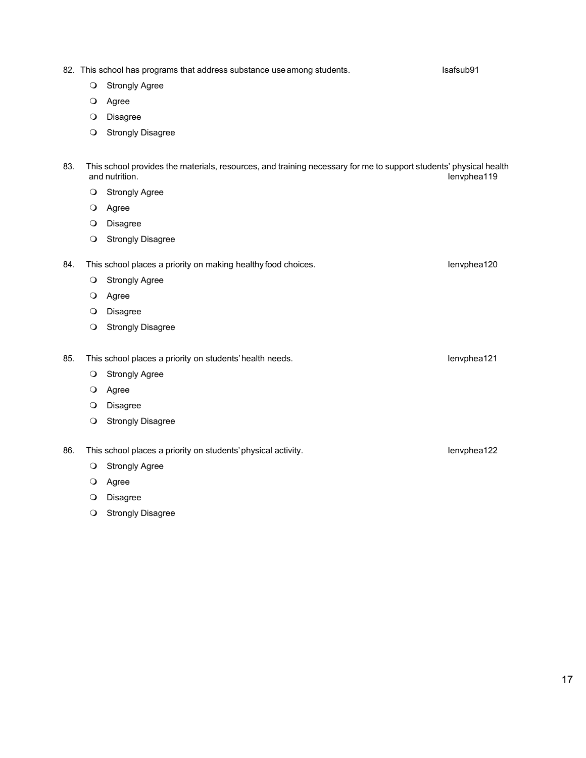82. This school has programs that address substance use among students. Isafsub91

- Strongly Agree
- Agree
- Disagree
- Strongly Disagree

83. This school provides the materials, resources, and training necessary for me to support students' physical health and nutrition. Ienvphea119

- Strongly Agree
- Agree
- Disagree
- Strongly Disagree

84. This school places a priority on making healthy food choices. Ienvphea120

- Strongly Agree
- Agree
- Disagree
- Strongly Disagree

85. This school places a priority on students' health needs. Ienvphea121

- Strongly Agree
- Agree
- Disagree
- Strongly Disagree

86. This school places a priority on students' physical activity. Ienvphea122

- Strongly Agree
- Agree
- Disagree
- Strongly Disagree